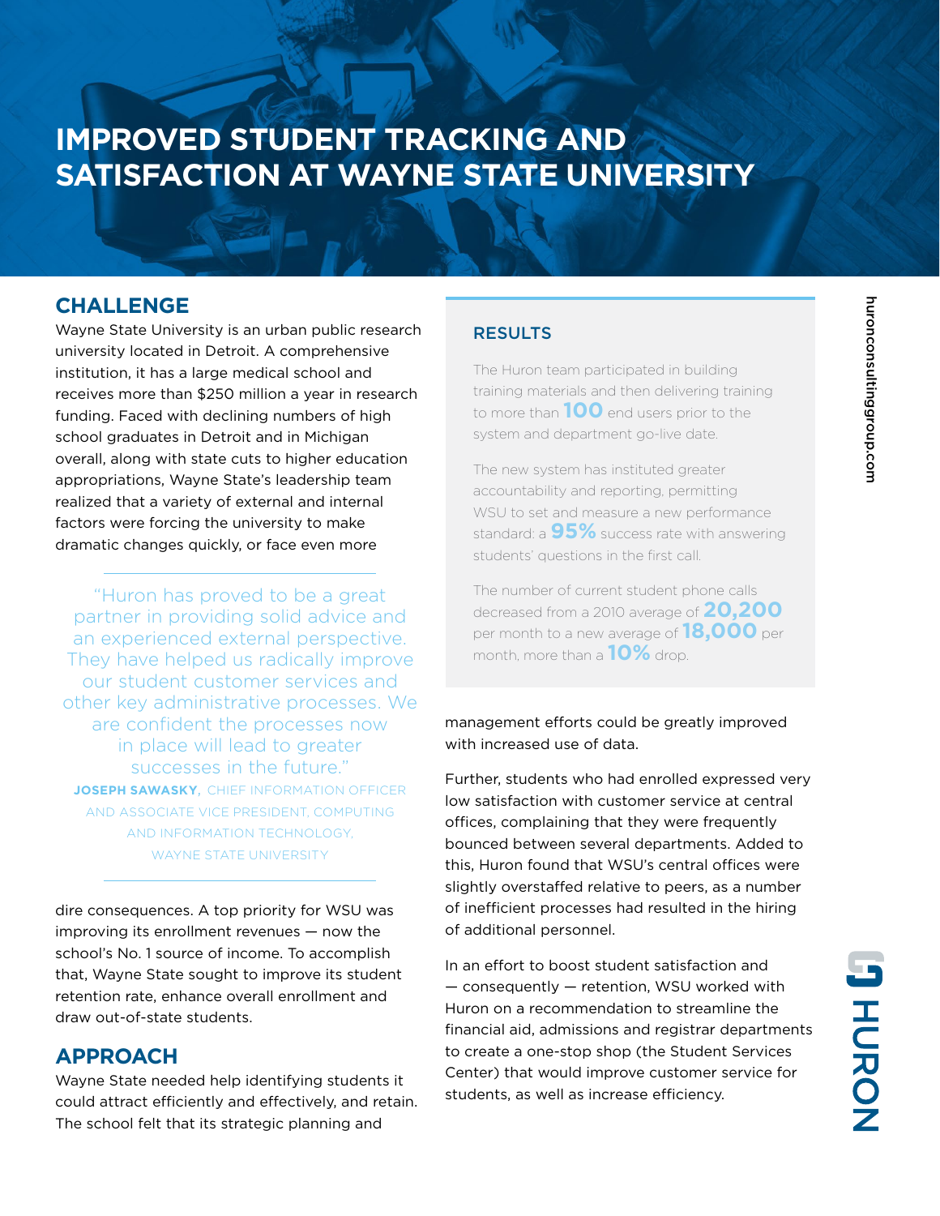# IMPROVED STUDENT TRACKING AND SATISFACTION AT WAYNE STATE UNIVERSITY

## CHALLENGE

Wayne State University is an urban public research university located in Detroit. A comprehensive institution, it has a large medical school and receives more than $250 million a year in research funding. Faced with declining numbers of high school graduates in Detroit and in Michigan overall, along with state cuts to higher education appropriations, Wayne State's leadership team realized that a variety of external and internal factors were forcing the university to make dramatic changes quickly, or face even more dire consequences. A top priority for WSU was improving its enrollment revenues — now the school's No. 1 source of income. To accomplish that, Wayne State sought to improve its student retention rate, enhance overall enrollment and draw out-of-state students.

> "Huron has proved to be a great partner in providing solid advice and an experienced external perspective. They have helped us radically improve our student customer services and other key administrative processes. We are confident the processes now in place will lead to greater successes in the future."
>
> **JOSEPH SAWASKY,** CHIEF INFORMATION OFFICER AND ASSOCIATE VICE PRESIDENT, COMPUTING AND INFORMATION TECHNOLOGY, WAYNE STATE UNIVERSITY

## APPROACH

Wayne State needed help identifying students it could attract efficiently and effectively, and retain. The school felt that its strategic planning and management efforts could be greatly improved with increased use of data.

Further, students who had enrolled expressed very low satisfaction with customer service at central offices, complaining that they were frequently bounced between several departments. Added to this, Huron found that WSU's central offices were slightly overstaffed relative to peers, as a number of inefficient processes had resulted in the hiring of additional personnel.

In an effort to boost student satisfaction and — consequently — retention, WSU worked with Huron on a recommendation to streamline the financial aid, admissions and registrar departments to create a one-stop shop (the Student Services Center) that would improve customer service for students, as well as increase efficiency.

## RESULTS

The Huron team participated in building training materials and then delivering training to more than **100** end users prior to the system and department go-live date.

The new system has instituted greater accountability and reporting, permitting WSU to set and measure a new performance standard: a **95%** success rate with answering students' questions in the first call.

The number of current student phone calls decreased from a 2010 average of **20,200** per month to a new average of **18,000** per month, more than a **10%** drop.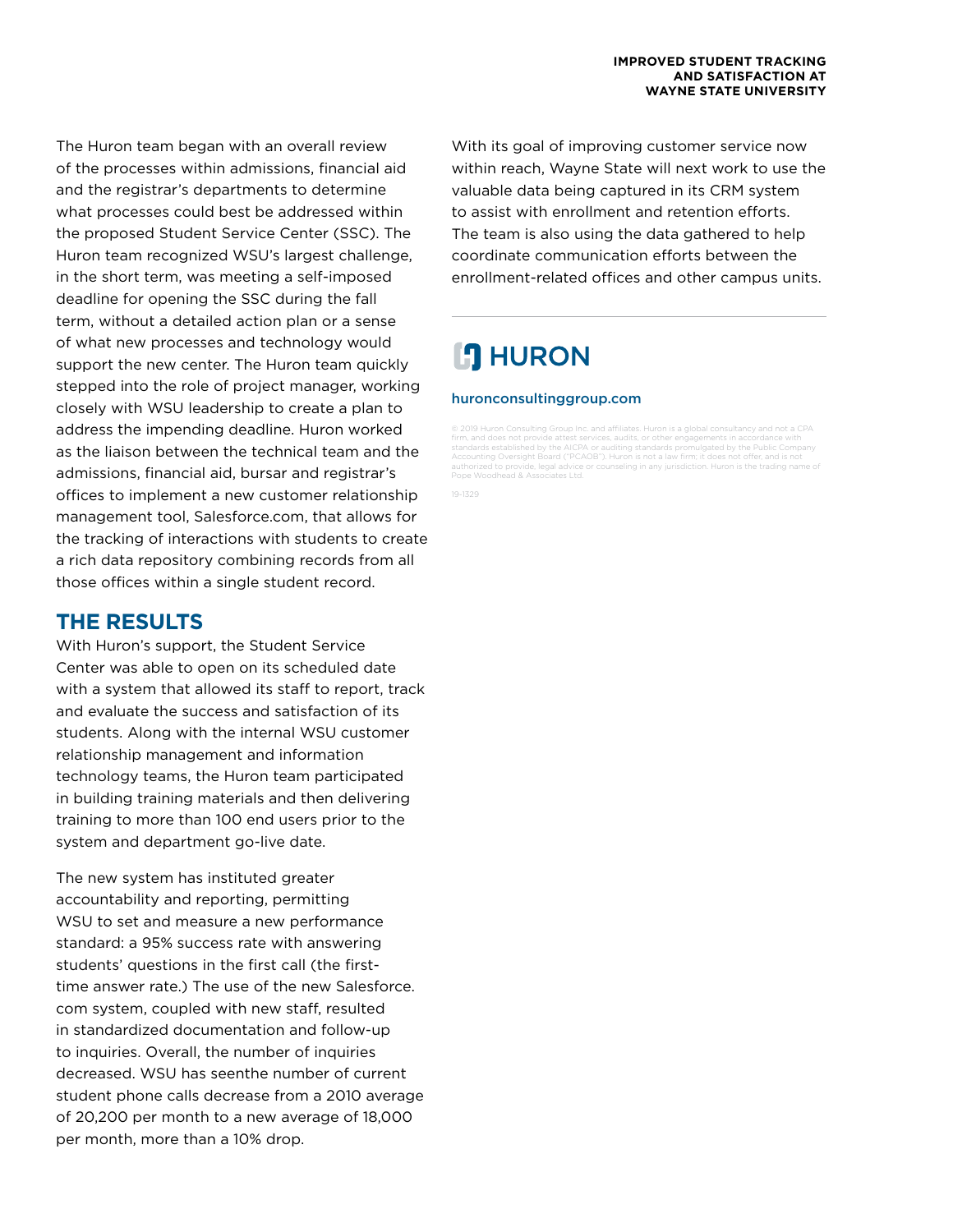The Huron team began with an overall review of the processes within admissions, financial aid and the registrar's departments to determine what processes could best be addressed within the proposed Student Service Center (SSC). The Huron team recognized WSU's largest challenge, in the short term, was meeting a self-imposed deadline for opening the SSC during the fall term, without a detailed action plan or a sense of what new processes and technology would support the new center. The Huron team quickly stepped into the role of project manager, working closely with WSU leadership to create a plan to address the impending deadline. Huron worked as the liaison between the technical team and the admissions, financial aid, bursar and registrar's offices to implement a new customer relationship management tool, Salesforce.com, that allows for the tracking of interactions with students to create a rich data repository combining records from all those offices within a single student record.

## THE RESULTS

With Huron's support, the Student Service Center was able to open on its scheduled date with a system that allowed its staff to report, track and evaluate the success and satisfaction of its students. Along with the internal WSU customer relationship management and information technology teams, the Huron team participated in building training materials and then delivering training to more than 100 end users prior to the system and department go-live date.

The new system has instituted greater accountability and reporting, permitting WSU to set and measure a new performance standard: a 95% success rate with answering students' questions in the first call (the first-time answer rate.) The use of the new Salesforce.com system, coupled with new staff, resulted in standardized documentation and follow-up to inquiries. Overall, the number of inquiries decreased. WSU has seenthe number of current student phone calls decrease from a 2010 average of 20,200 per month to a new average of 18,000 per month, more than a 10% drop.

With its goal of improving customer service now within reach, Wayne State will next work to use the valuable data being captured in its CRM system to assist with enrollment and retention efforts. The team is also using the data gathered to help coordinate communication efforts between the enrollment-related offices and other campus units.

HURON

huronconsultinggroup.com

© 2019 Huron Consulting Group Inc. and affiliates. Huron is a global consultancy and not a CPA firm, and does not provide attest services, audits, or other engagements in accordance with standards established by the AICPA or auditing standards promulgated by the Public Company Accounting Oversight Board ("PCAOB"). Huron is not a law firm; it does not offer, and is not authorized to provide, legal advice or counseling in any jurisdiction. Huron is the trading name of Pope Woodhead & Associates Ltd.

19-1329